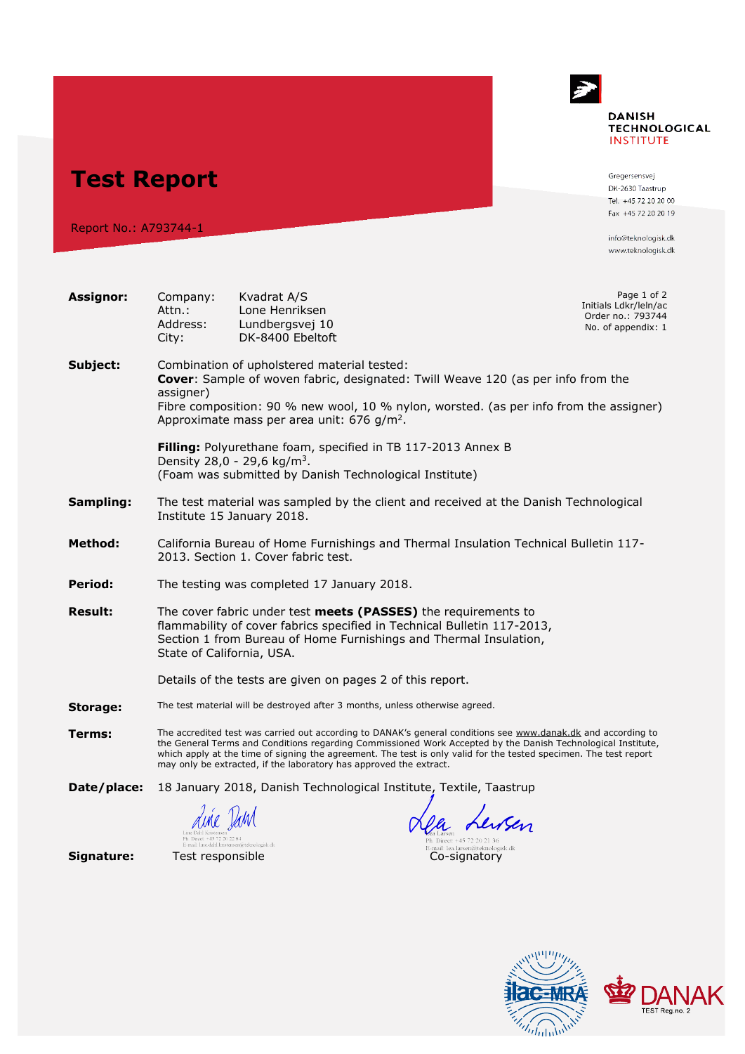# Test Report

Report No.: A793744-1

**DANISH TECHNOLOGICAL INSTITUTE**

Gregersensvej
DK-2630 Taastrup
Tel. +45 72 20 20 00
Fax +45 72 20 20 19

info@teknologisk.dk
www.teknologisk.dk

Initials Ldkr/leln/ac
Order no.: 793744
No. of appendix: 1

**Assignor:**

Company: Kvadrat A/S
Attn.: Lone Henriksen
Address: Lundbergsvej 10
City: DK-8400 Ebeltoft

**Subject:** Combination of upholstered material tested:
**Cover**: Sample of woven fabric, designated: Twill Weave 120 (as per info from the assigner)
Fibre composition: 90 % new wool, 10 % nylon, worsted. (as per info from the assigner)
Approximate mass per area unit: 676 g/m$^2$.

**Filling:** Polyurethane foam, specified in TB 117-2013 Annex B
Density 28,0 - 29,6 kg/m$^3$.
(Foam was submitted by Danish Technological Institute)

**Sampling:** The test material was sampled by the client and received at the Danish Technological Institute 15 January 2018.

**Method:** California Bureau of Home Furnishings and Thermal Insulation Technical Bulletin 117-2013. Section 1. Cover fabric test.

**Period:** The testing was completed 17 January 2018.

**Result:** The cover fabric under test **meets (PASSES)** the requirements to flammability of cover fabrics specified in Technical Bulletin 117-2013, Section 1 from Bureau of Home Furnishings and Thermal Insulation, State of California, USA.

Details of the tests are given on pages 2 of this report.

**Storage:** The test material will be destroyed after 3 months, unless otherwise agreed.

**Terms:** The accredited test was carried out according to DANAK's general conditions see www.danak.dk and according to the General Terms and Conditions regarding Commissioned Work Accepted by the Danish Technological Institute, which apply at the time of signing the agreement. The test is only valid for the tested specimen. The test report may only be extracted, if the laboratory has approved the extract.

**Date/place:** 18 January 2018, Danish Technological Institute, Textile, Taastrup

**Signature:**

Test responsible
Line Dahl Kristensen
Ph. Direct +45 72 20 22 84
E-mail: line.dahl.kristensen@teknologisk.dk

Co-signatory
Lea Larsen
Ph. Direct +45 72 20 21 36
E-mail: lea.larsen@teknologisk.dk

ilac-MRA | DANAK TEST Reg.no. 2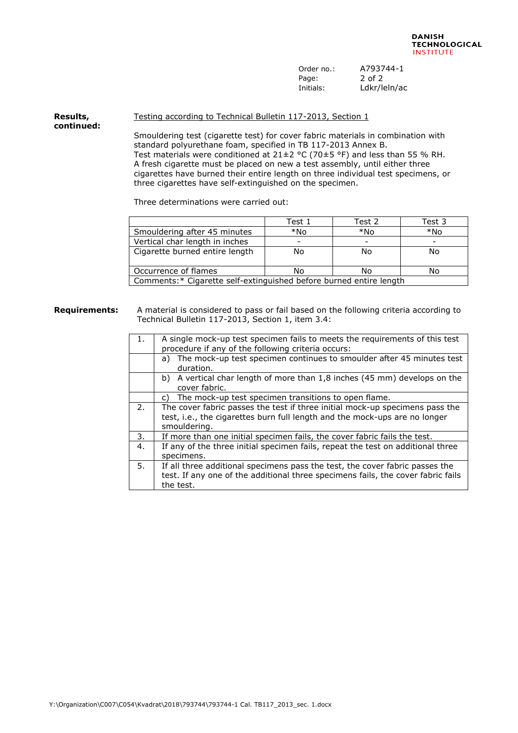**Results, continued:**

Testing according to Technical Bulletin 117-2013, Section 1

Smouldering test (cigarette test) for cover fabric materials in combination with standard polyurethane foam, specified in TB 117-2013 Annex B.
Test materials were conditioned at 21±2 °C (70±5 °F) and less than 55 % RH.
A fresh cigarette must be placed on new a test assembly, until either three cigarettes have burned their entire length on three individual test specimens, or three cigarettes have self-extinguished on the specimen.

Three determinations were carried out:

| | Test 1 | Test 2 | Test 3 |
|---|---|---|---|
| Smouldering after 45 minutes | *No | *No | *No |
| Vertical char length in inches | - | - | - |
| Cigarette burned entire length | No | No | No |
| Occurrence of flames | No | No | No |
| Comments:* Cigarette self-extinguished before burned entire length | | | |

**Requirements:**

A material is considered to pass or fail based on the following criteria according to Technical Bulletin 117-2013, Section 1, item 3.4:

| | |
|---|---|
| 1. | A single mock-up test specimen fails to meets the requirements of this test procedure if any of the following criteria occurs: |
| | a) The mock-up test specimen continues to smoulder after 45 minutes test duration. |
| | b) A vertical char length of more than 1,8 inches (45 mm) develops on the cover fabric. |
| | c) The mock-up test specimen transitions to open flame. |
| 2. | The cover fabric passes the test if three initial mock-up specimens pass the test, i.e., the cigarettes burn full length and the mock-ups are no longer smouldering. |
| 3. | If more than one initial specimen fails, the cover fabric fails the test. |
| 4. | If any of the three initial specimen fails, repeat the test on additional three specimens. |
| 5. | If all three additional specimens pass the test, the cover fabric passes the test. If any one of the additional three specimens fails, the cover fabric fails the test. |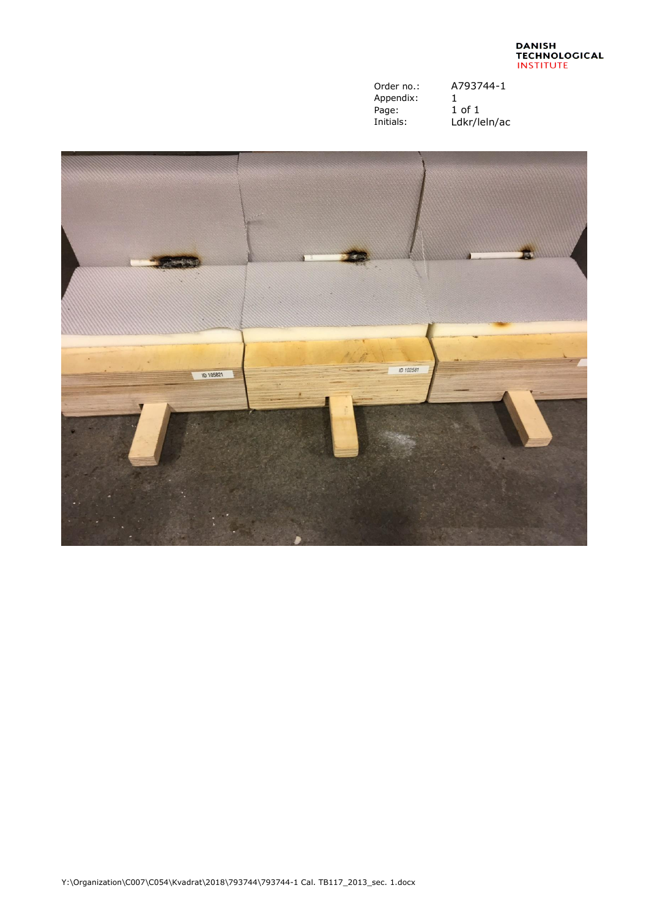| | |
|---|---|
| Order no.: | A793744-1 |
| Appendix: | 1 |
| Page: | 1 of 1 |
| Initials: | Ldkr/leln/ac |

Y:\Organization\C007\C054\Kvadrat\2018\793744\793744-1 Cal. TB117_2013_sec. 1.docx